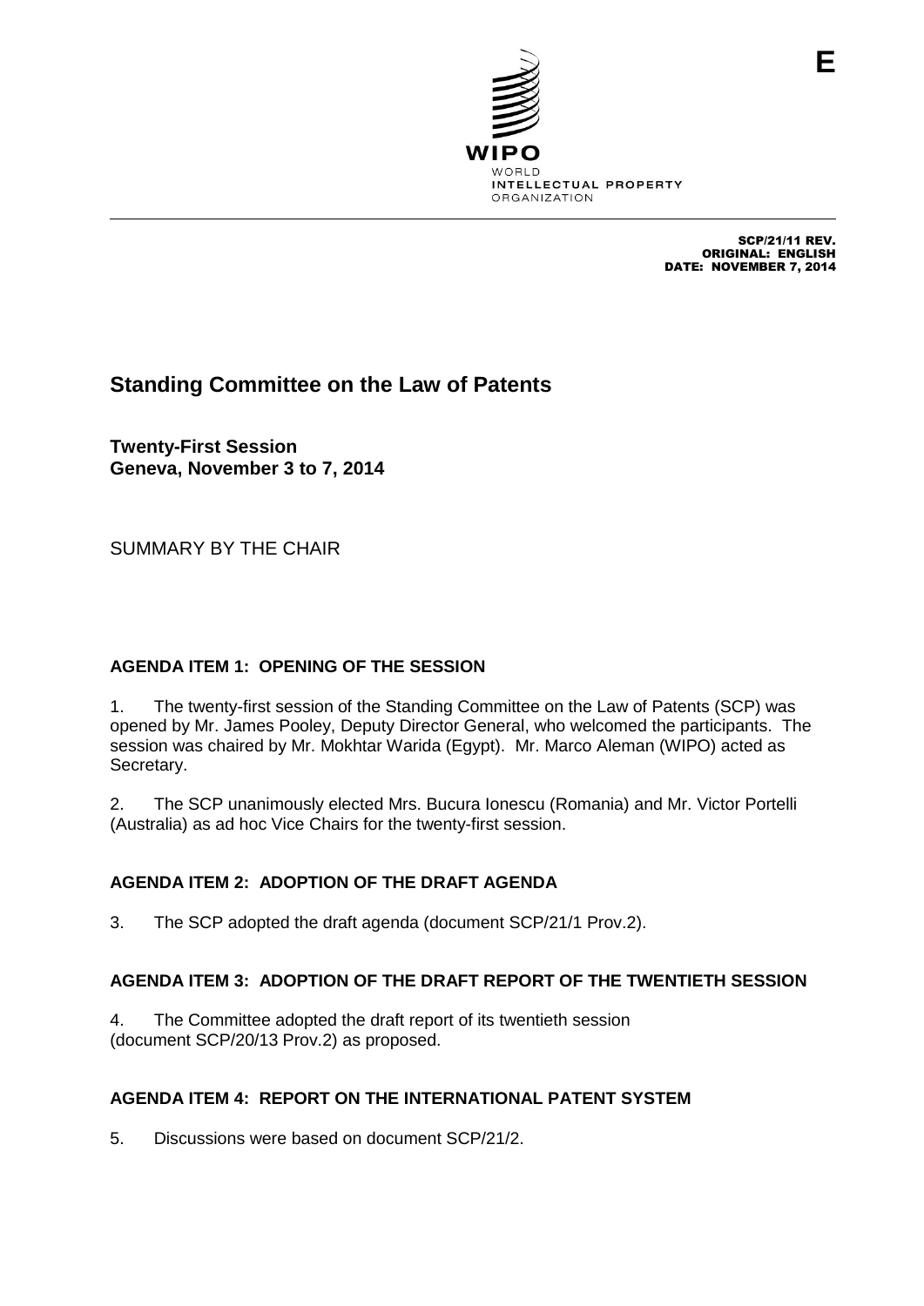E

WIPO
WORLD
INTELLECTUAL PROPERTY
ORGANIZATION

SCP/21/11 REV.
ORIGINAL: ENGLISH
DATE: NOVEMBER 7, 2014

# Standing Committee on the Law of Patents

**Twenty-First Session**
**Geneva, November 3 to 7, 2014**

SUMMARY BY THE CHAIR

## AGENDA ITEM 1: OPENING OF THE SESSION

1. The twenty-first session of the Standing Committee on the Law of Patents (SCP) was opened by Mr. James Pooley, Deputy Director General, who welcomed the participants. The session was chaired by Mr. Mokhtar Warida (Egypt). Mr. Marco Aleman (WIPO) acted as Secretary.

2. The SCP unanimously elected Mrs. Bucura Ionescu (Romania) and Mr. Victor Portelli (Australia) as ad hoc Vice Chairs for the twenty-first session.

## AGENDA ITEM 2: ADOPTION OF THE DRAFT AGENDA

3. The SCP adopted the draft agenda (document SCP/21/1 Prov.2).

## AGENDA ITEM 3: ADOPTION OF THE DRAFT REPORT OF THE TWENTIETH SESSION

4. The Committee adopted the draft report of its twentieth session (document SCP/20/13 Prov.2) as proposed.

## AGENDA ITEM 4: REPORT ON THE INTERNATIONAL PATENT SYSTEM

5. Discussions were based on document SCP/21/2.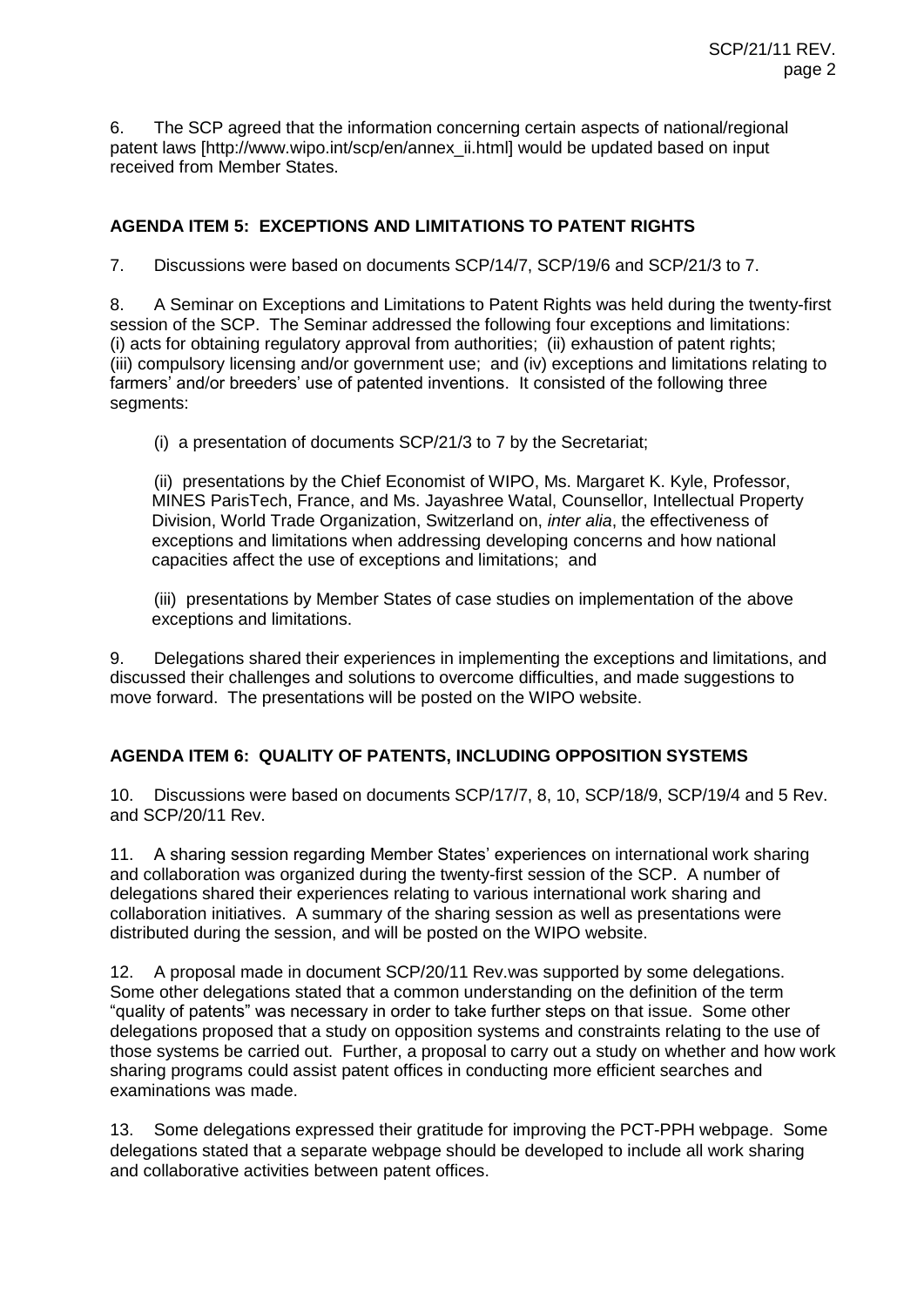6. The SCP agreed that the information concerning certain aspects of national/regional patent laws [http://www.wipo.int/scp/en/annex_ii.html] would be updated based on input received from Member States.

## AGENDA ITEM 5: EXCEPTIONS AND LIMITATIONS TO PATENT RIGHTS

7. Discussions were based on documents SCP/14/7, SCP/19/6 and SCP/21/3 to 7.

8. A Seminar on Exceptions and Limitations to Patent Rights was held during the twenty-first session of the SCP. The Seminar addressed the following four exceptions and limitations: (i) acts for obtaining regulatory approval from authorities; (ii) exhaustion of patent rights; (iii) compulsory licensing and/or government use; and (iv) exceptions and limitations relating to farmers' and/or breeders' use of patented inventions. It consisted of the following three segments:

(i) a presentation of documents SCP/21/3 to 7 by the Secretariat;

(ii) presentations by the Chief Economist of WIPO, Ms. Margaret K. Kyle, Professor, MINES ParisTech, France, and Ms. Jayashree Watal, Counsellor, Intellectual Property Division, World Trade Organization, Switzerland on, *inter alia*, the effectiveness of exceptions and limitations when addressing developing concerns and how national capacities affect the use of exceptions and limitations; and

(iii) presentations by Member States of case studies on implementation of the above exceptions and limitations.

9. Delegations shared their experiences in implementing the exceptions and limitations, and discussed their challenges and solutions to overcome difficulties, and made suggestions to move forward. The presentations will be posted on the WIPO website.

## AGENDA ITEM 6: QUALITY OF PATENTS, INCLUDING OPPOSITION SYSTEMS

10. Discussions were based on documents SCP/17/7, 8, 10, SCP/18/9, SCP/19/4 and 5 Rev. and SCP/20/11 Rev.

11. A sharing session regarding Member States' experiences on international work sharing and collaboration was organized during the twenty-first session of the SCP. A number of delegations shared their experiences relating to various international work sharing and collaboration initiatives. A summary of the sharing session as well as presentations were distributed during the session, and will be posted on the WIPO website.

12. A proposal made in document SCP/20/11 Rev.was supported by some delegations. Some other delegations stated that a common understanding on the definition of the term "quality of patents" was necessary in order to take further steps on that issue. Some other delegations proposed that a study on opposition systems and constraints relating to the use of those systems be carried out. Further, a proposal to carry out a study on whether and how work sharing programs could assist patent offices in conducting more efficient searches and examinations was made.

13. Some delegations expressed their gratitude for improving the PCT-PPH webpage. Some delegations stated that a separate webpage should be developed to include all work sharing and collaborative activities between patent offices.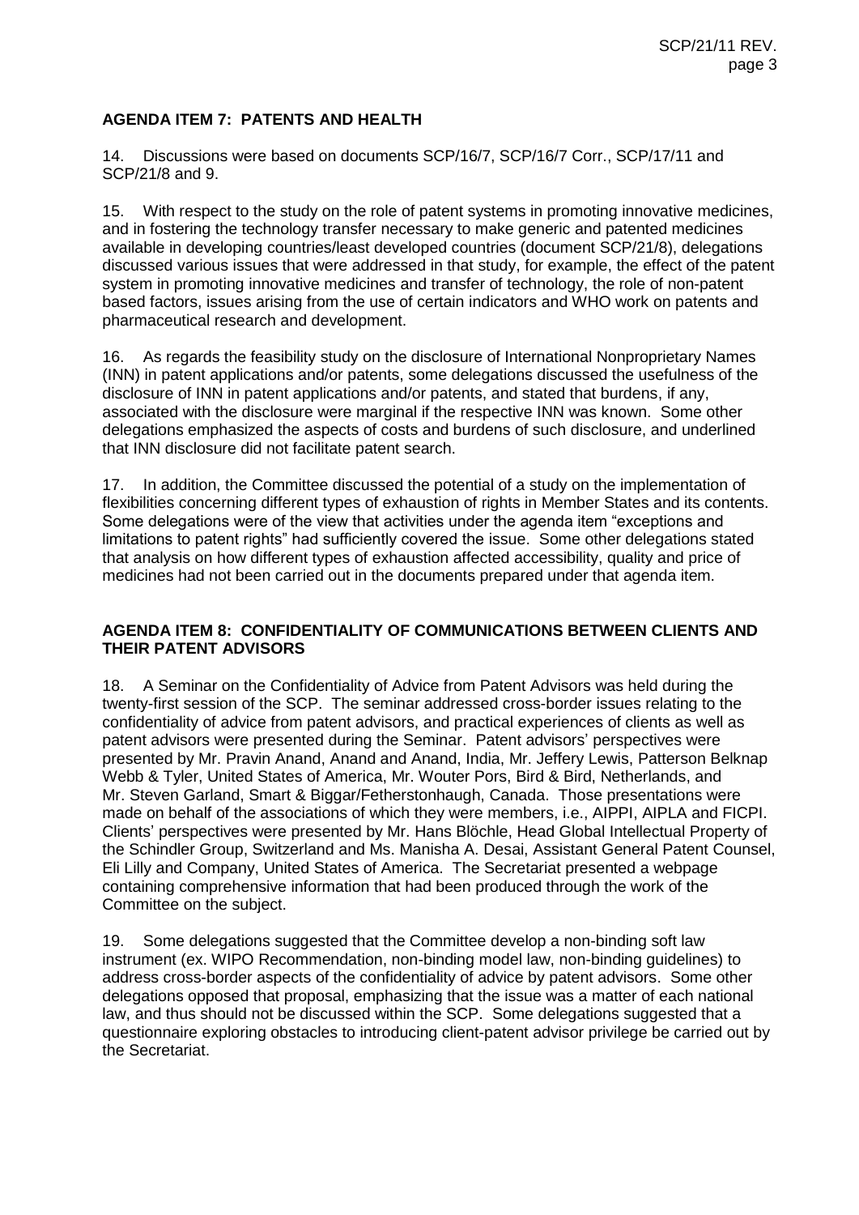## AGENDA ITEM 7: PATENTS AND HEALTH

14. Discussions were based on documents SCP/16/7, SCP/16/7 Corr., SCP/17/11 and SCP/21/8 and 9.

15. With respect to the study on the role of patent systems in promoting innovative medicines, and in fostering the technology transfer necessary to make generic and patented medicines available in developing countries/least developed countries (document SCP/21/8), delegations discussed various issues that were addressed in that study, for example, the effect of the patent system in promoting innovative medicines and transfer of technology, the role of non-patent based factors, issues arising from the use of certain indicators and WHO work on patents and pharmaceutical research and development.

16. As regards the feasibility study on the disclosure of International Nonproprietary Names (INN) in patent applications and/or patents, some delegations discussed the usefulness of the disclosure of INN in patent applications and/or patents, and stated that burdens, if any, associated with the disclosure were marginal if the respective INN was known. Some other delegations emphasized the aspects of costs and burdens of such disclosure, and underlined that INN disclosure did not facilitate patent search.

17. In addition, the Committee discussed the potential of a study on the implementation of flexibilities concerning different types of exhaustion of rights in Member States and its contents. Some delegations were of the view that activities under the agenda item "exceptions and limitations to patent rights" had sufficiently covered the issue. Some other delegations stated that analysis on how different types of exhaustion affected accessibility, quality and price of medicines had not been carried out in the documents prepared under that agenda item.

## AGENDA ITEM 8: CONFIDENTIALITY OF COMMUNICATIONS BETWEEN CLIENTS AND THEIR PATENT ADVISORS

18. A Seminar on the Confidentiality of Advice from Patent Advisors was held during the twenty-first session of the SCP. The seminar addressed cross-border issues relating to the confidentiality of advice from patent advisors, and practical experiences of clients as well as patent advisors were presented during the Seminar. Patent advisors' perspectives were presented by Mr. Pravin Anand, Anand and Anand, India, Mr. Jeffery Lewis, Patterson Belknap Webb & Tyler, United States of America, Mr. Wouter Pors, Bird & Bird, Netherlands, and Mr. Steven Garland, Smart & Biggar/Fetherstonhaugh, Canada. Those presentations were made on behalf of the associations of which they were members, i.e., AIPPI, AIPLA and FICPI. Clients' perspectives were presented by Mr. Hans Blöchle, Head Global Intellectual Property of the Schindler Group, Switzerland and Ms. Manisha A. Desai, Assistant General Patent Counsel, Eli Lilly and Company, United States of America. The Secretariat presented a webpage containing comprehensive information that had been produced through the work of the Committee on the subject.

19. Some delegations suggested that the Committee develop a non-binding soft law instrument (ex. WIPO Recommendation, non-binding model law, non-binding guidelines) to address cross-border aspects of the confidentiality of advice by patent advisors. Some other delegations opposed that proposal, emphasizing that the issue was a matter of each national law, and thus should not be discussed within the SCP. Some delegations suggested that a questionnaire exploring obstacles to introducing client-patent advisor privilege be carried out by the Secretariat.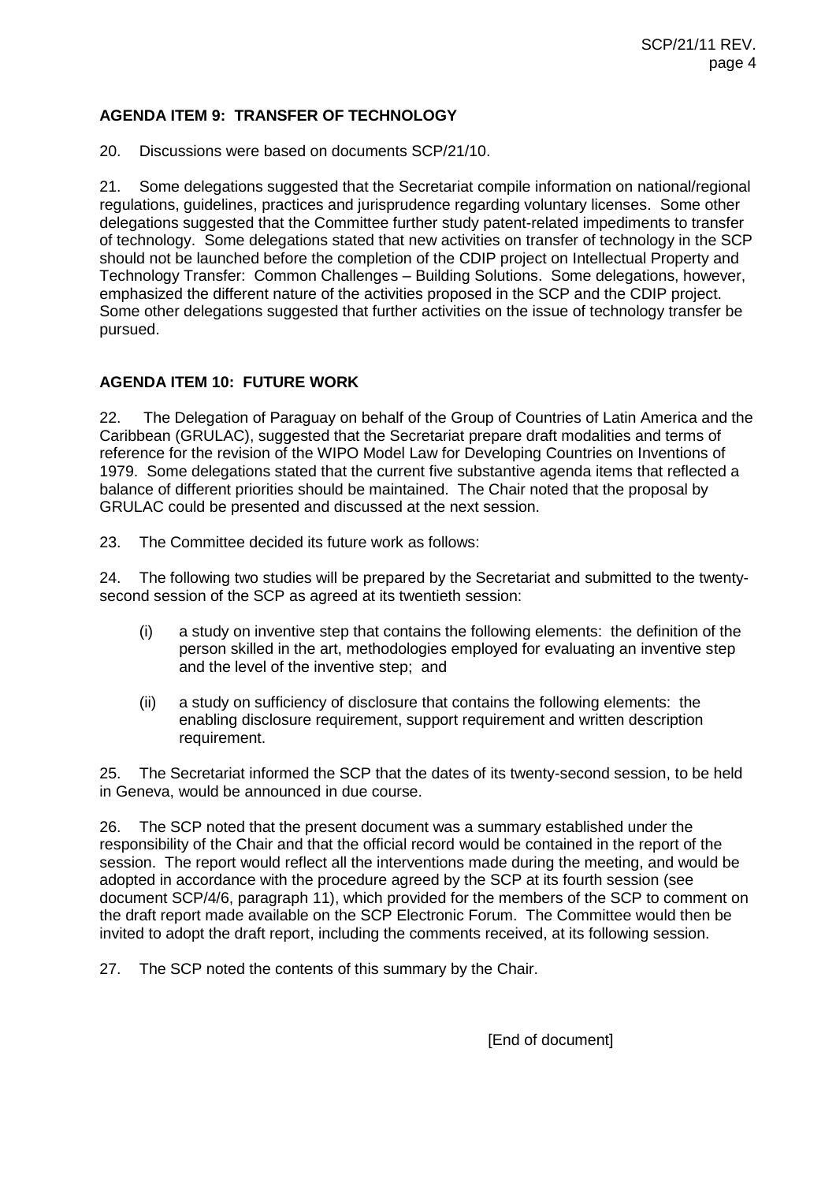**AGENDA ITEM 9: TRANSFER OF TECHNOLOGY**

20. Discussions were based on documents SCP/21/10.

21. Some delegations suggested that the Secretariat compile information on national/regional regulations, guidelines, practices and jurisprudence regarding voluntary licenses. Some other delegations suggested that the Committee further study patent-related impediments to transfer of technology. Some delegations stated that new activities on transfer of technology in the SCP should not be launched before the completion of the CDIP project on Intellectual Property and Technology Transfer: Common Challenges – Building Solutions. Some delegations, however, emphasized the different nature of the activities proposed in the SCP and the CDIP project. Some other delegations suggested that further activities on the issue of technology transfer be pursued.

**AGENDA ITEM 10: FUTURE WORK**

22. The Delegation of Paraguay on behalf of the Group of Countries of Latin America and the Caribbean (GRULAC), suggested that the Secretariat prepare draft modalities and terms of reference for the revision of the WIPO Model Law for Developing Countries on Inventions of 1979. Some delegations stated that the current five substantive agenda items that reflected a balance of different priorities should be maintained. The Chair noted that the proposal by GRULAC could be presented and discussed at the next session.

23. The Committee decided its future work as follows:

24. The following two studies will be prepared by the Secretariat and submitted to the twenty-second session of the SCP as agreed at its twentieth session:

(i) a study on inventive step that contains the following elements: the definition of the person skilled in the art, methodologies employed for evaluating an inventive step and the level of the inventive step; and

(ii) a study on sufficiency of disclosure that contains the following elements: the enabling disclosure requirement, support requirement and written description requirement.

25. The Secretariat informed the SCP that the dates of its twenty-second session, to be held in Geneva, would be announced in due course.

26. The SCP noted that the present document was a summary established under the responsibility of the Chair and that the official record would be contained in the report of the session. The report would reflect all the interventions made during the meeting, and would be adopted in accordance with the procedure agreed by the SCP at its fourth session (see document SCP/4/6, paragraph 11), which provided for the members of the SCP to comment on the draft report made available on the SCP Electronic Forum. The Committee would then be invited to adopt the draft report, including the comments received, at its following session.

27. The SCP noted the contents of this summary by the Chair.

[End of document]